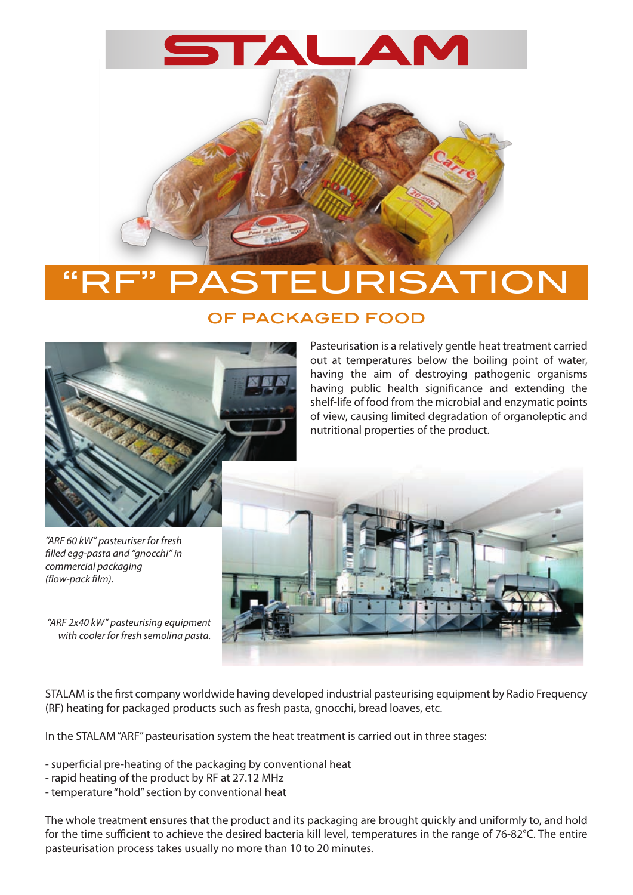# STALAM

# "RF" PASTEURISATION

## OF PACKAGED FOOD

Pasteurisation is a relatively gentle heat treatment carried out at temperatures below the boiling point of water, having the aim of destroying pathogenic organisms having public health significance and extending the shelf-life of food from the microbial and enzymatic points of view, causing limited degradation of organoleptic and nutritional properties of the product.

*"ARF 60 kW" pasteuriser for fresh filled egg-pasta and "gnocchi" in commercial packaging (flow-pack film).*

*"ARF 2x40 kW" pasteurising equipment with cooler for fresh semolina pasta.*

STALAM is the first company worldwide having developed industrial pasteurising equipment by Radio Frequency (RF) heating for packaged products such as fresh pasta, gnocchi, bread loaves, etc.

In the STALAM "ARF" pasteurisation system the heat treatment is carried out in three stages:

- superficial pre-heating of the packaging by conventional heat
- rapid heating of the product by RF at 27.12 MHz
- temperature "hold" section by conventional heat

The whole treatment ensures that the product and its packaging are brought quickly and uniformly to, and hold for the time sufficient to achieve the desired bacteria kill level, temperatures in the range of 76-82°C. The entire pasteurisation process takes usually no more than 10 to 20 minutes.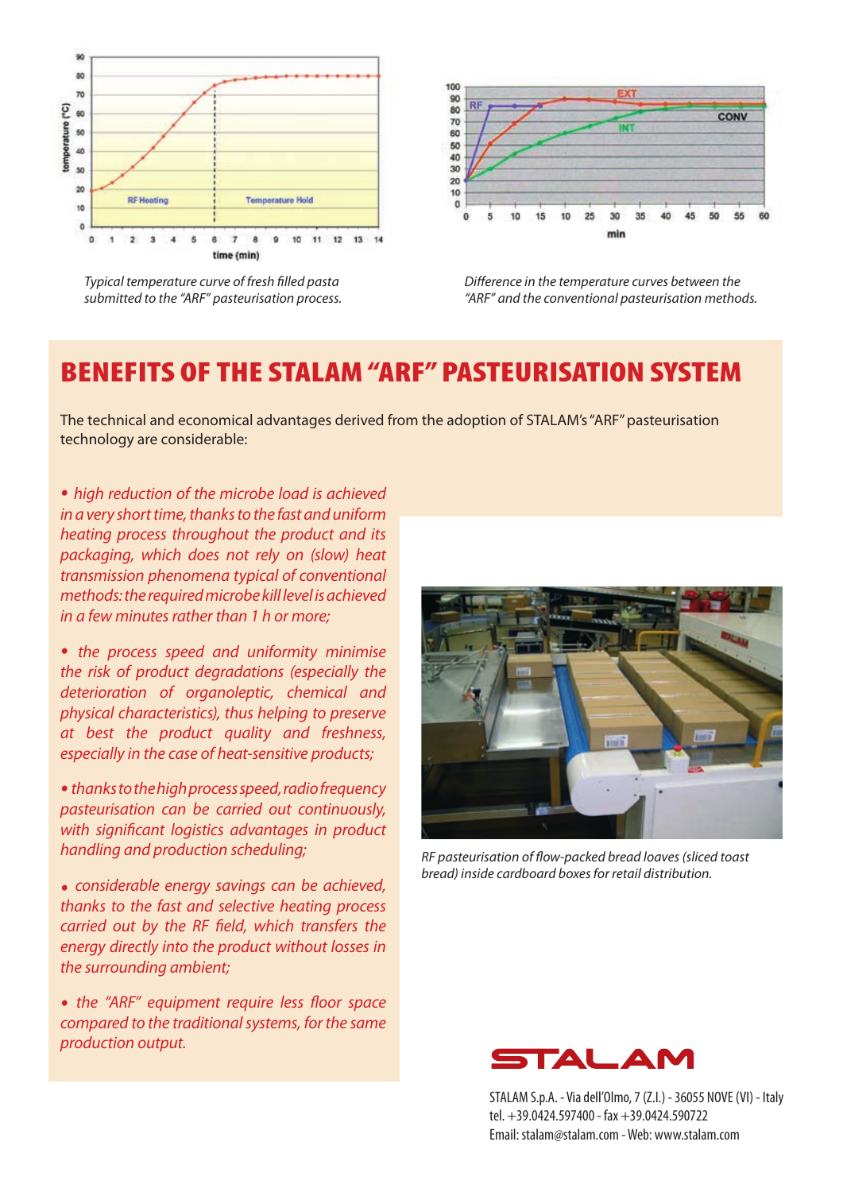temperature (°C)

90
80
70
60
50
40
30
20
10
0

0 1 2 3 4 5 6 7 8 9 10 11 12 13 14

time (min)

RF Heating

Temperature Hold

*Typical temperature curve of fresh filled pasta submitted to the "ARF" pasteurisation process.*

100
90
80
70
60
50
40
30
20
10
0

0 5 10 15 10 25 30 35 40 45 50 55 60

min

RF

EXT

INT

CONV

*Difference in the temperature curves between the "ARF" and the conventional pasteurisation methods.*

# BENEFITS OF THE STALAM "ARF" PASTEURISATION SYSTEM

The technical and economical advantages derived from the adoption of STALAM's "ARF" pasteurisation technology are considerable:

- *high reduction of the microbe load is achieved in a very short time, thanks to the fast and uniform heating process throughout the product and its packaging, which does not rely on (slow) heat transmission phenomena typical of conventional methods: the required microbe kill level is achieved in a few minutes rather than 1 h or more;*

- *the process speed and uniformity minimise the risk of product degradations (especially the deterioration of organoleptic, chemical and physical characteristics), thus helping to preserve at best the product quality and freshness, especially in the case of heat-sensitive products;*

- *thanks to the high process speed, radio frequency pasteurisation can be carried out continuously, with significant logistics advantages in product handling and production scheduling;*

- *considerable energy savings can be achieved, thanks to the fast and selective heating process carried out by the RF field, which transfers the energy directly into the product without losses in the surrounding ambient;*

- *the "ARF" equipment require less floor space compared to the traditional systems, for the same production output.*

*RF pasteurisation of flow-packed bread loaves (sliced toast bread) inside cardboard boxes for retail distribution.*

STALAM

STALAM S.p.A. - Via dell'Olmo, 7 (Z.I.) - 36055 NOVE (VI) - Italy
tel. +39.0424.597400 - fax +39.0424.590722
Email: stalam@stalam.com - Web: www.stalam.com